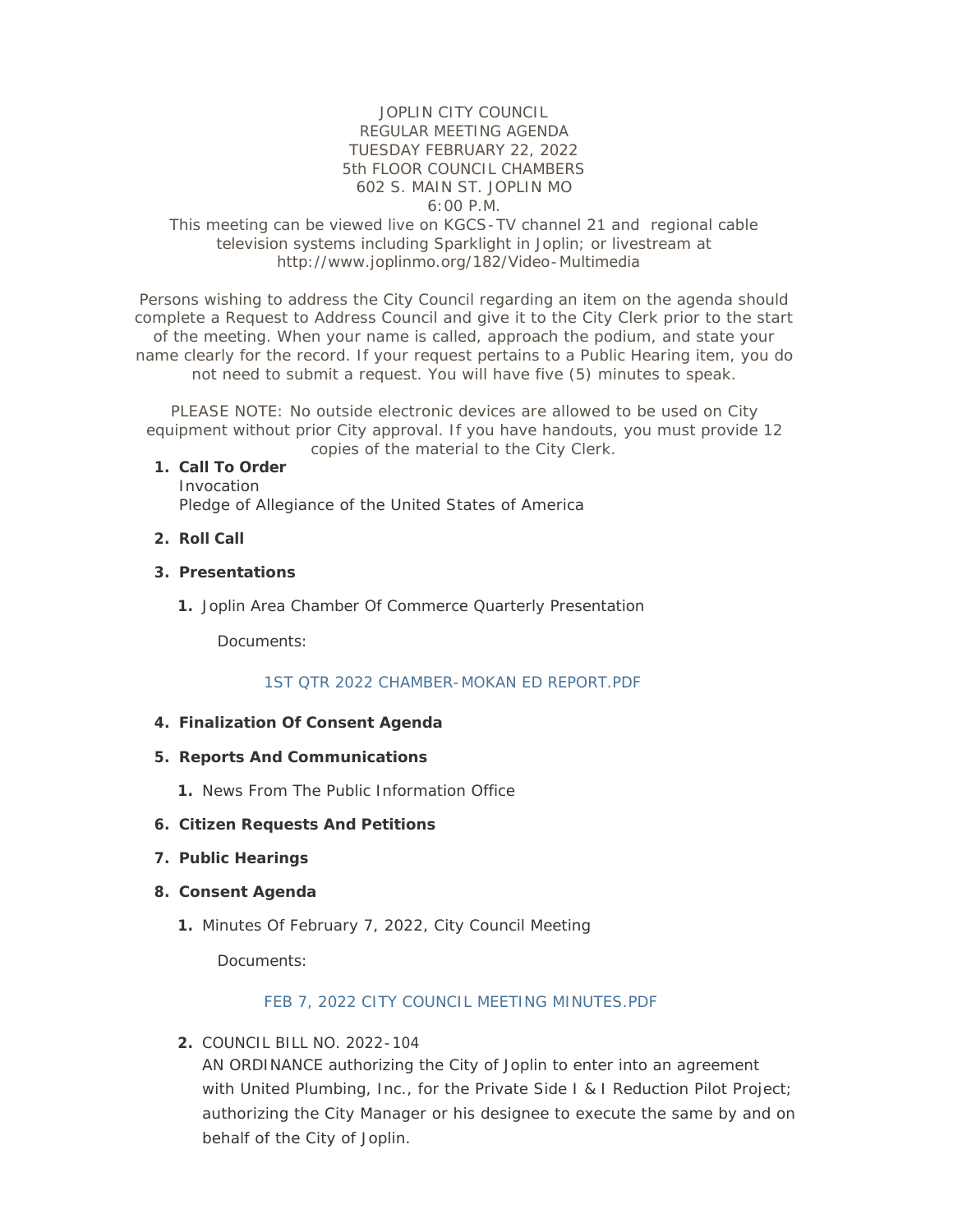JOPLIN CITY COUNCIL
REGULAR MEETING AGENDA
TUESDAY FEBRUARY 22, 2022
5th FLOOR COUNCIL CHAMBERS
602 S. MAIN ST. JOPLIN MO
6:00 P.M.

This meeting can be viewed live on KGCS-TV channel 21 and regional cable television systems including Sparklight in Joplin; or livestream at http://www.joplinmo.org/182/Video-Multimedia

Persons wishing to address the City Council regarding an item on the agenda should complete a Request to Address Council and give it to the City Clerk prior to the start of the meeting. When your name is called, approach the podium, and state your name clearly for the record. If your request pertains to a Public Hearing item, you do not need to submit a request. You will have five (5) minutes to speak.

PLEASE NOTE: No outside electronic devices are allowed to be used on City equipment without prior City approval. If you have handouts, you must provide 12 copies of the material to the City Clerk.

1. **Call To Order**
   Invocation
   Pledge of Allegiance of the United States of America

2. **Roll Call**

3. **Presentations**

   1. Joplin Area Chamber Of Commerce Quarterly Presentation

      Documents:

      1ST QTR 2022 CHAMBER-MOKAN ED REPORT.PDF

4. **Finalization Of Consent Agenda**

5. **Reports And Communications**

   1. News From The Public Information Office

6. **Citizen Requests And Petitions**

7. **Public Hearings**

8. **Consent Agenda**

   1. Minutes Of February 7, 2022, City Council Meeting

      Documents:

      FEB 7, 2022 CITY COUNCIL MEETING MINUTES.PDF

   2. COUNCIL BILL NO. 2022-104
      AN ORDINANCE authorizing the City of Joplin to enter into an agreement with United Plumbing, Inc., for the Private Side I & I Reduction Pilot Project; authorizing the City Manager or his designee to execute the same by and on behalf of the City of Joplin.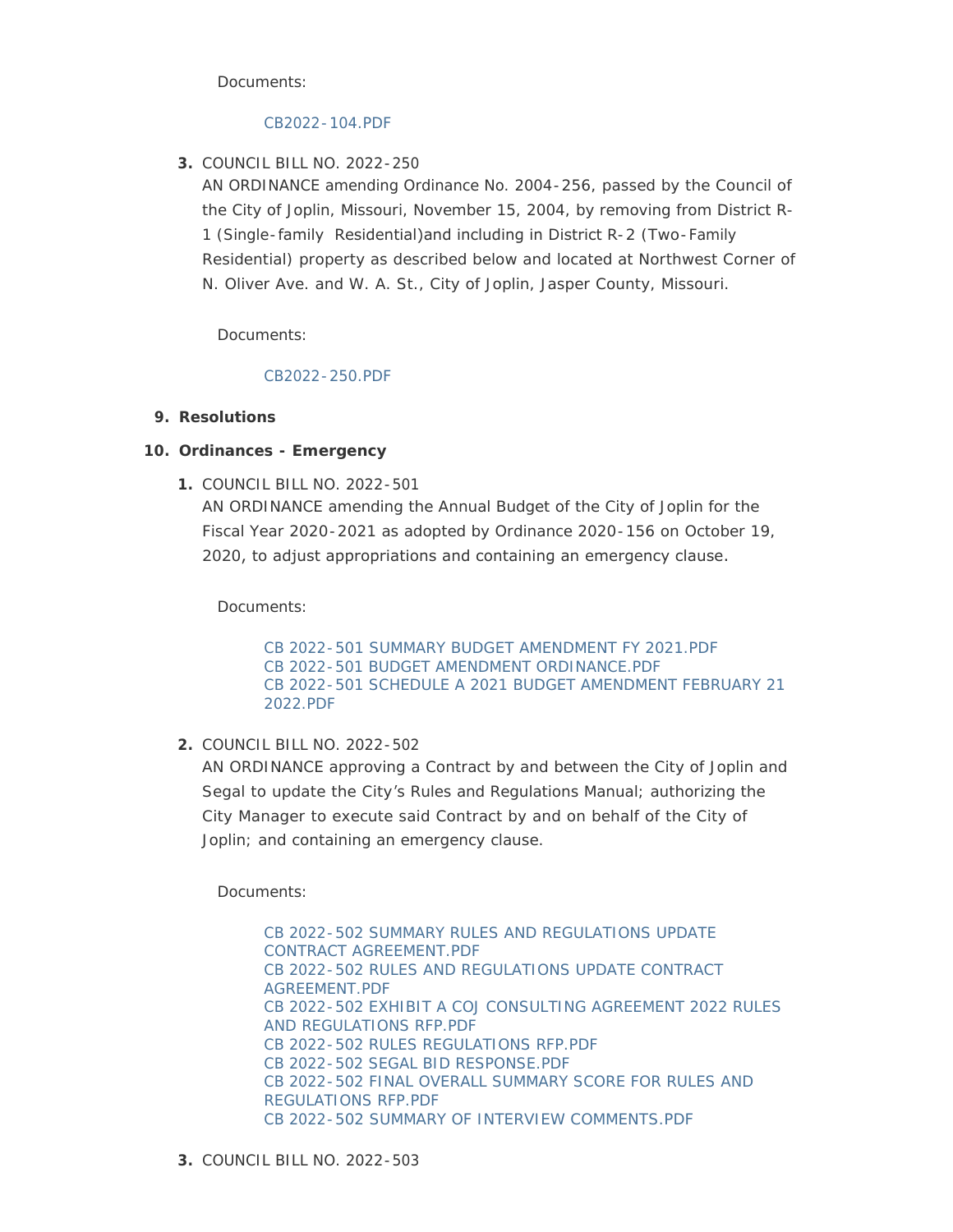Documents:

CB2022-104.PDF

3. COUNCIL BILL NO. 2022-250
   AN ORDINANCE amending Ordinance No. 2004-256, passed by the Council of the City of Joplin, Missouri, November 15, 2004, by removing from District R-1 (Single-family Residential)and including in District R-2 (Two-Family Residential) property as described below and located at Northwest Corner of N. Oliver Ave. and W. A. St., City of Joplin, Jasper County, Missouri.

   Documents:

   CB2022-250.PDF

9. **Resolutions**

10. **Ordinances - Emergency**

    1. COUNCIL BILL NO. 2022-501
       AN ORDINANCE amending the Annual Budget of the City of Joplin for the Fiscal Year 2020-2021 as adopted by Ordinance 2020-156 on October 19, 2020, to adjust appropriations and containing an emergency clause.

       Documents:

       CB 2022-501 SUMMARY BUDGET AMENDMENT FY 2021.PDF
       CB 2022-501 BUDGET AMENDMENT ORDINANCE.PDF
       CB 2022-501 SCHEDULE A 2021 BUDGET AMENDMENT FEBRUARY 21 2022.PDF

    2. COUNCIL BILL NO. 2022-502
       AN ORDINANCE approving a Contract by and between the City of Joplin and Segal to update the City's Rules and Regulations Manual; authorizing the City Manager to execute said Contract by and on behalf of the City of Joplin; and containing an emergency clause.

       Documents:

       CB 2022-502 SUMMARY RULES AND REGULATIONS UPDATE CONTRACT AGREEMENT.PDF
       CB 2022-502 RULES AND REGULATIONS UPDATE CONTRACT AGREEMENT.PDF
       CB 2022-502 EXHIBIT A COJ CONSULTING AGREEMENT 2022 RULES AND REGULATIONS RFP.PDF
       CB 2022-502 RULES REGULATIONS RFP.PDF
       CB 2022-502 SEGAL BID RESPONSE.PDF
       CB 2022-502 FINAL OVERALL SUMMARY SCORE FOR RULES AND REGULATIONS RFP.PDF
       CB 2022-502 SUMMARY OF INTERVIEW COMMENTS.PDF

    3. COUNCIL BILL NO. 2022-503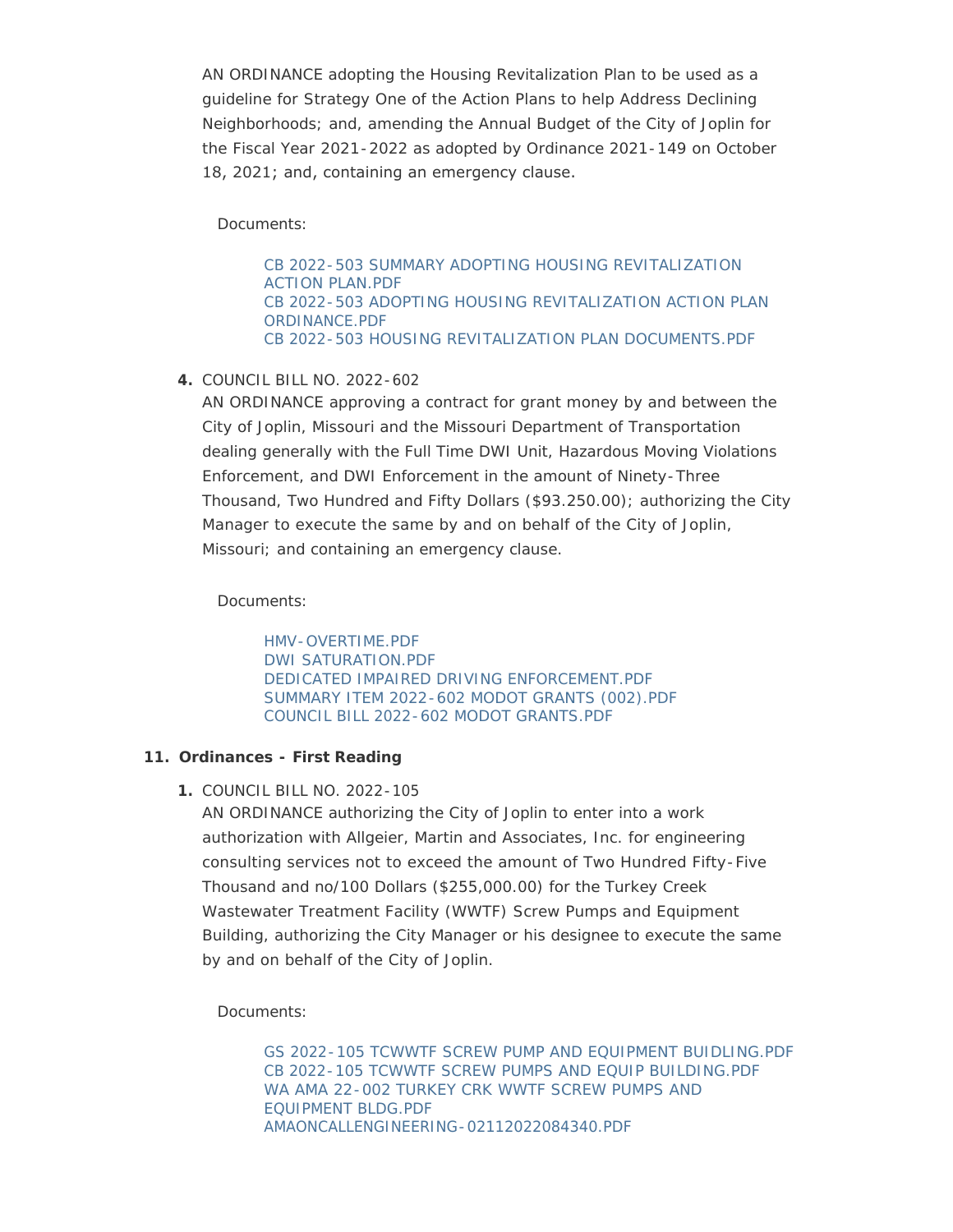AN ORDINANCE adopting the Housing Revitalization Plan to be used as a guideline for Strategy One of the Action Plans to help Address Declining Neighborhoods; and, amending the Annual Budget of the City of Joplin for the Fiscal Year 2021-2022 as adopted by Ordinance 2021-149 on October 18, 2021; and, containing an emergency clause.

Documents:

- CB 2022-503 SUMMARY ADOPTING HOUSING REVITALIZATION ACTION PLAN.PDF
- CB 2022-503 ADOPTING HOUSING REVITALIZATION ACTION PLAN ORDINANCE.PDF
- CB 2022-503 HOUSING REVITALIZATION PLAN DOCUMENTS.PDF

4. COUNCIL BILL NO. 2022-602

AN ORDINANCE approving a contract for grant money by and between the City of Joplin, Missouri and the Missouri Department of Transportation dealing generally with the Full Time DWI Unit, Hazardous Moving Violations Enforcement, and DWI Enforcement in the amount of Ninety-Three Thousand, Two Hundred and Fifty Dollars ($93.250.00); authorizing the City Manager to execute the same by and on behalf of the City of Joplin, Missouri; and containing an emergency clause.

Documents:

- HMV-OVERTIME.PDF
- DWI SATURATION.PDF
- DEDICATED IMPAIRED DRIVING ENFORCEMENT.PDF
- SUMMARY ITEM 2022-602 MODOT GRANTS (002).PDF
- COUNCIL BILL 2022-602 MODOT GRANTS.PDF

## 11. Ordinances - First Reading

1. COUNCIL BILL NO. 2022-105

AN ORDINANCE authorizing the City of Joplin to enter into a work authorization with Allgeier, Martin and Associates, Inc. for engineering consulting services not to exceed the amount of Two Hundred Fifty-Five Thousand and no/100 Dollars ($255,000.00) for the Turkey Creek Wastewater Treatment Facility (WWTF) Screw Pumps and Equipment Building, authorizing the City Manager or his designee to execute the same by and on behalf of the City of Joplin.

Documents:

- GS 2022-105 TCWWTF SCREW PUMP AND EQUIPMENT BUIDLING.PDF
- CB 2022-105 TCWWTF SCREW PUMPS AND EQUIP BUILDING.PDF
- WA AMA 22-002 TURKEY CRK WWTF SCREW PUMPS AND EQUIPMENT BLDG.PDF
- AMAONCALLENGINEERING-02112022084340.PDF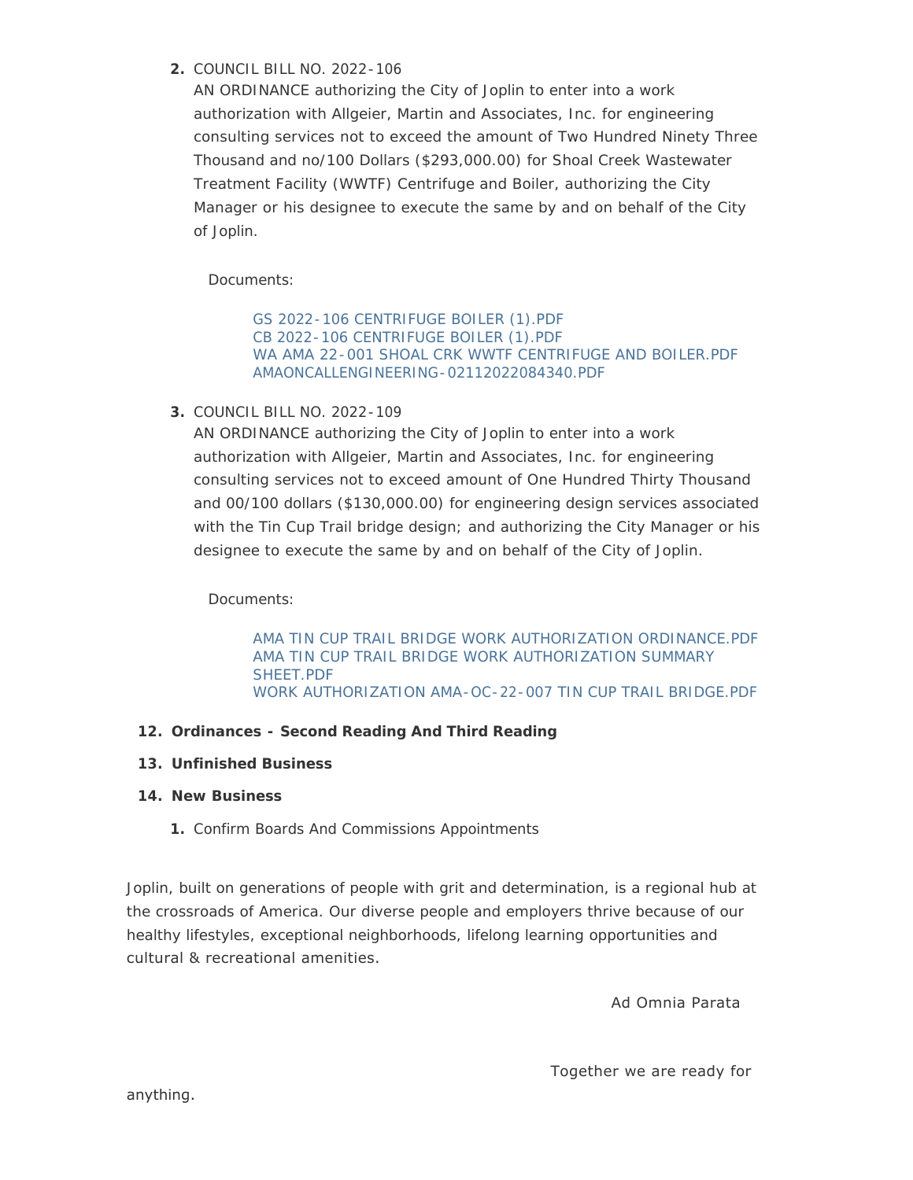2. COUNCIL BILL NO. 2022-106

   AN ORDINANCE authorizing the City of Joplin to enter into a work authorization with Allgeier, Martin and Associates, Inc. for engineering consulting services not to exceed the amount of Two Hundred Ninety Three Thousand and no/100 Dollars ($293,000.00) for Shoal Creek Wastewater Treatment Facility (WWTF) Centrifuge and Boiler, authorizing the City Manager or his designee to execute the same by and on behalf of the City of Joplin.

   Documents:

   - GS 2022-106 CENTRIFUGE BOILER (1).PDF
   - CB 2022-106 CENTRIFUGE BOILER (1).PDF
   - WA AMA 22-001 SHOAL CRK WWTF CENTRIFUGE AND BOILER.PDF
   - AMAONCALLENGINEERING-02112022084340.PDF

3. COUNCIL BILL NO. 2022-109

   AN ORDINANCE authorizing the City of Joplin to enter into a work authorization with Allgeier, Martin and Associates, Inc. for engineering consulting services not to exceed amount of One Hundred Thirty Thousand and 00/100 dollars ($130,000.00) for engineering design services associated with the Tin Cup Trail bridge design; and authorizing the City Manager or his designee to execute the same by and on behalf of the City of Joplin.

   Documents:

   - AMA TIN CUP TRAIL BRIDGE WORK AUTHORIZATION ORDINANCE.PDF
   - AMA TIN CUP TRAIL BRIDGE WORK AUTHORIZATION SUMMARY SHEET.PDF
   - WORK AUTHORIZATION AMA-OC-22-007 TIN CUP TRAIL BRIDGE.PDF

**12. Ordinances - Second Reading And Third Reading**

**13. Unfinished Business**

**14. New Business**

1. Confirm Boards And Commissions Appointments

Joplin, built on generations of people with grit and determination, is a regional hub at the crossroads of America. Our diverse people and employers thrive because of our healthy lifestyles, exceptional neighborhoods, lifelong learning opportunities and cultural & recreational amenities.

Ad Omnia Parata

Together we are ready for anything.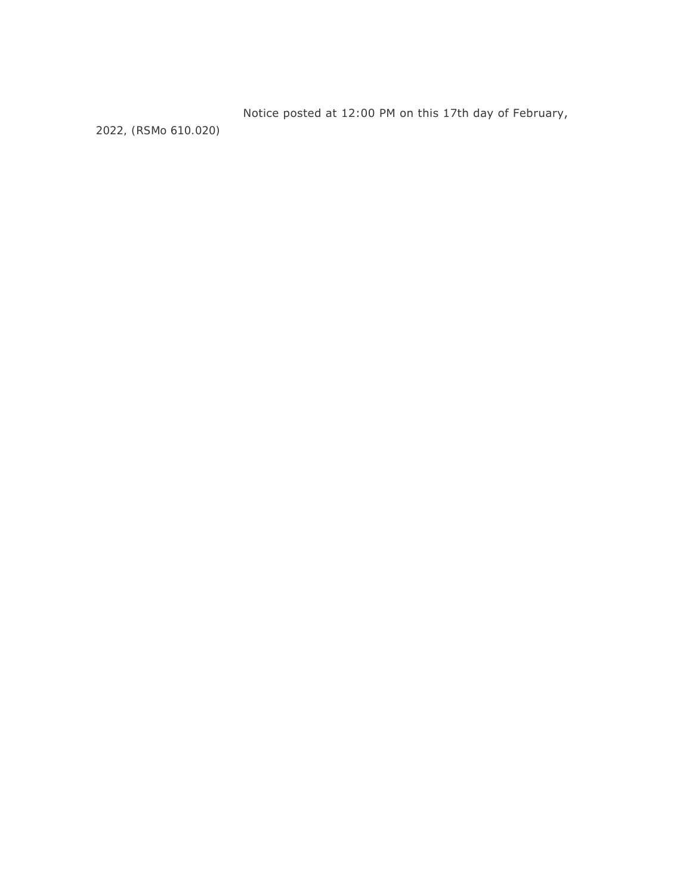Notice posted at 12:00 PM on this 17th day of February, 2022, (RSMo 610.020)